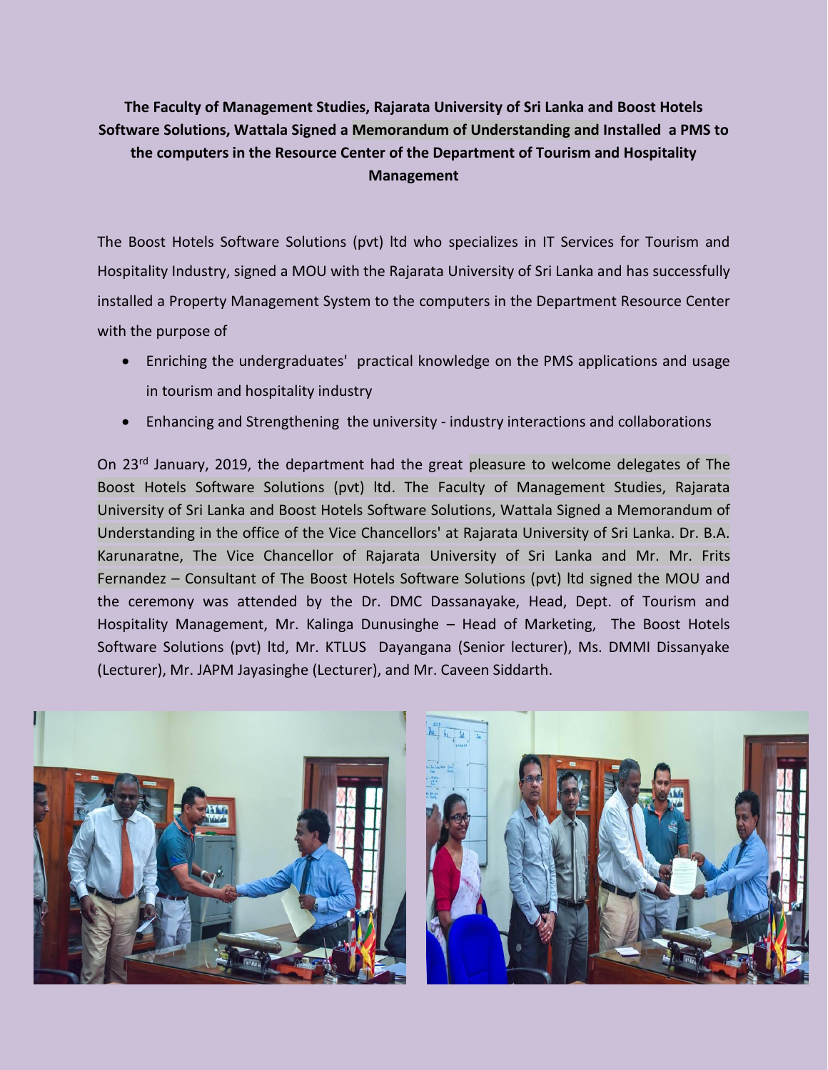**The Faculty of Management Studies, Rajarata University of Sri Lanka and Boost Hotels Software Solutions, Wattala Signed a Memorandum of Understanding and Installed a PMS to the computers in the Resource Center of the Department of Tourism and Hospitality Management**

The Boost Hotels Software Solutions (pvt) ltd who specializes in IT Services for Tourism and Hospitality Industry, signed a MOU with the Rajarata University of Sri Lanka and has successfully installed a Property Management System to the computers in the Department Resource Center with the purpose of

- Enriching the undergraduates' practical knowledge on the PMS applications and usage in tourism and hospitality industry
- Enhancing and Strengthening the university - industry interactions and collaborations

On 23rd January, 2019, the department had the great pleasure to welcome delegates of The Boost Hotels Software Solutions (pvt) ltd. The Faculty of Management Studies, Rajarata University of Sri Lanka and Boost Hotels Software Solutions, Wattala Signed a Memorandum of Understanding in the office of the Vice Chancellors' at Rajarata University of Sri Lanka. Dr. B.A. Karunaratne, The Vice Chancellor of Rajarata University of Sri Lanka and Mr. Mr. Frits Fernandez – Consultant of The Boost Hotels Software Solutions (pvt) ltd signed the MOU and the ceremony was attended by the Dr. DMC Dassanayake, Head, Dept. of Tourism and Hospitality Management, Mr. Kalinga Dunusinghe – Head of Marketing, The Boost Hotels Software Solutions (pvt) ltd, Mr. KTLUS Dayangana (Senior lecturer), Ms. DMMI Dissanyake (Lecturer), Mr. JAPM Jayasinghe (Lecturer), and Mr. Caveen Siddarth.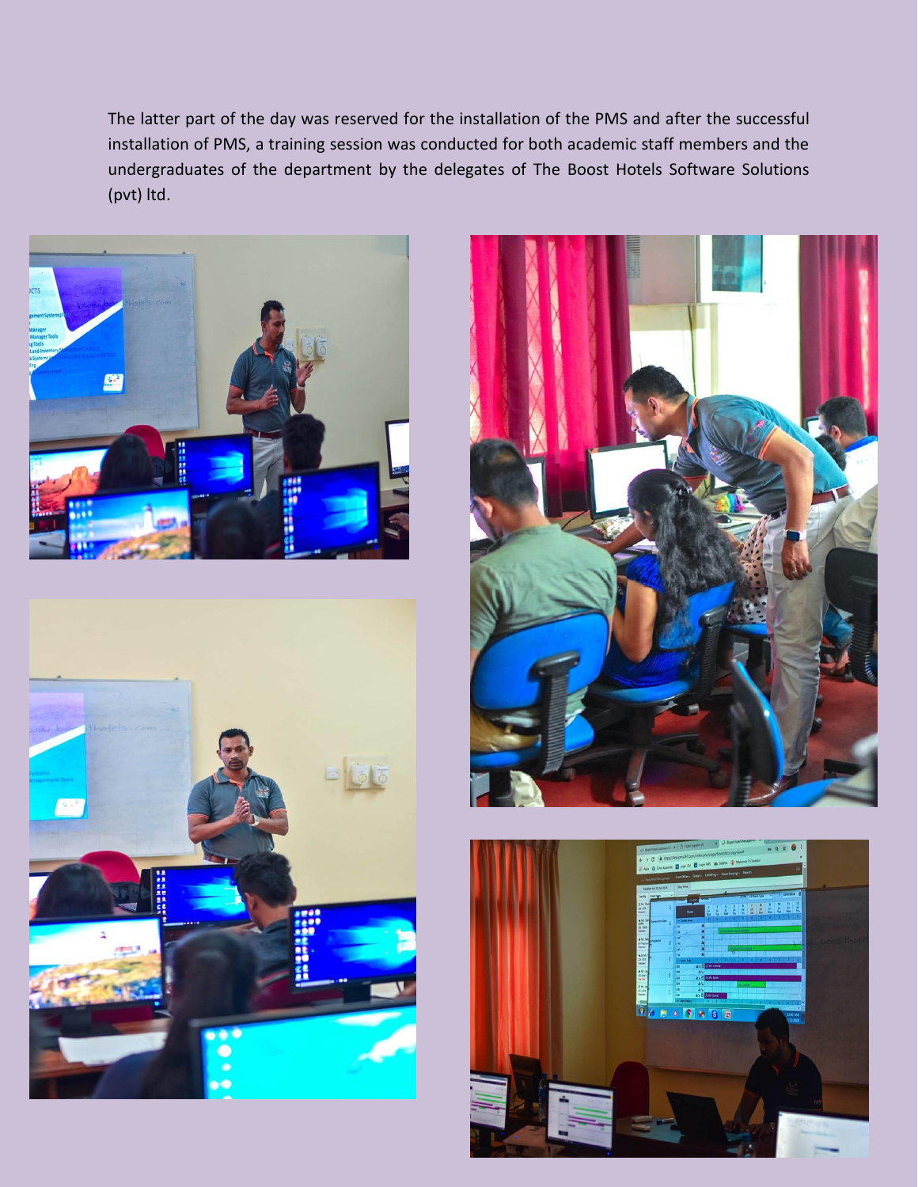The latter part of the day was reserved for the installation of the PMS and after the successful installation of PMS, a training session was conducted for both academic staff members and the undergraduates of the department by the delegates of The Boost Hotels Software Solutions (pvt) ltd.